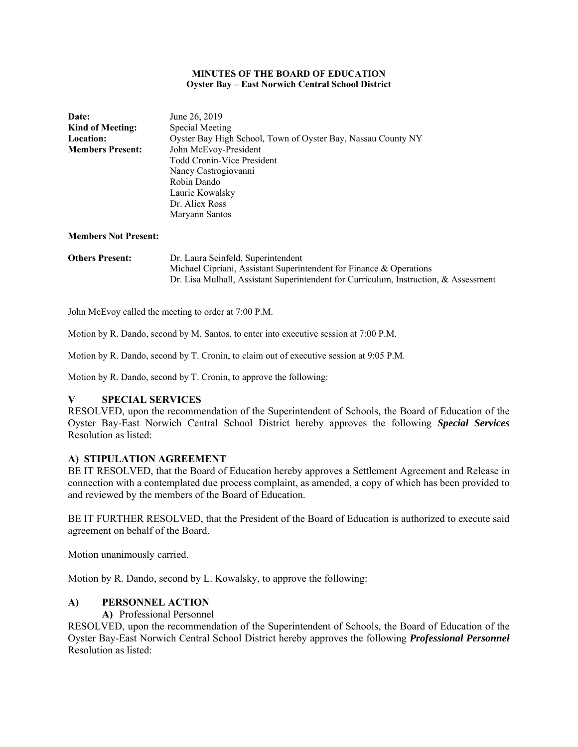**MINUTES OF THE BOARD OF EDUCATION**
**Oyster Bay – East Norwich Central School District**

**Date:** June 26, 2019
**Kind of Meeting:** Special Meeting
**Location:** Oyster Bay High School, Town of Oyster Bay, Nassau County NY
**Members Present:** John McEvoy-President
Todd Cronin-Vice President
Nancy Castrogiovanni
Robin Dando
Laurie Kowalsky
Dr. Aliex Ross
Maryann Santos

**Members Not Present:**

**Others Present:** Dr. Laura Seinfeld, Superintendent
Michael Cipriani, Assistant Superintendent for Finance & Operations
Dr. Lisa Mulhall, Assistant Superintendent for Curriculum, Instruction, & Assessment

John McEvoy called the meeting to order at 7:00 P.M.

Motion by R. Dando, second by M. Santos, to enter into executive session at 7:00 P.M.

Motion by R. Dando, second by T. Cronin, to claim out of executive session at 9:05 P.M.

Motion by R. Dando, second by T. Cronin, to approve the following:

## V SPECIAL SERVICES

RESOLVED, upon the recommendation of the Superintendent of Schools, the Board of Education of the Oyster Bay-East Norwich Central School District hereby approves the following ***Special Services*** Resolution as listed:

### A) STIPULATION AGREEMENT

BE IT RESOLVED, that the Board of Education hereby approves a Settlement Agreement and Release in connection with a contemplated due process complaint, as amended, a copy of which has been provided to and reviewed by the members of the Board of Education.

BE IT FURTHER RESOLVED, that the President of the Board of Education is authorized to execute said agreement on behalf of the Board.

Motion unanimously carried.

Motion by R. Dando, second by L. Kowalsky, to approve the following:

## A) PERSONNEL ACTION

**A)** Professional Personnel

RESOLVED, upon the recommendation of the Superintendent of Schools, the Board of Education of the Oyster Bay-East Norwich Central School District hereby approves the following ***Professional Personnel*** Resolution as listed: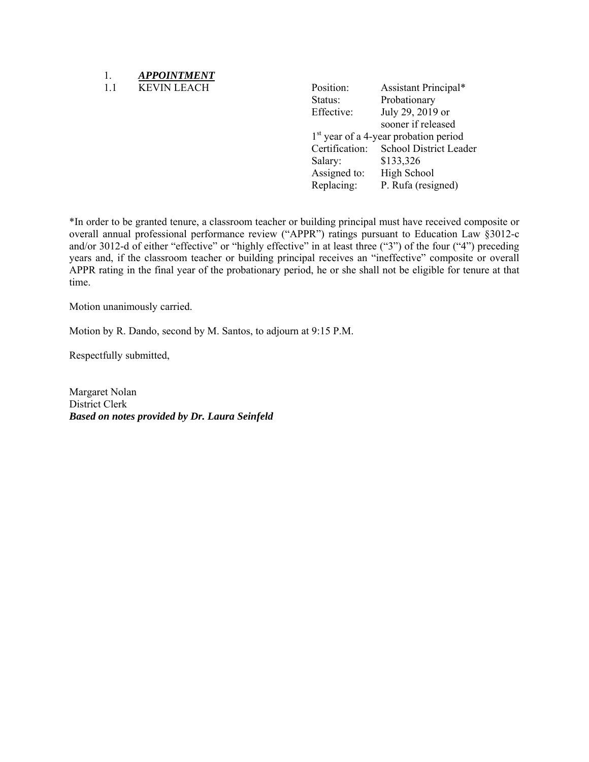1. ***APPOINTMENT***

1.1 KEVIN LEACH

| | |
|---|---|
| Position: | Assistant Principal* |
| Status: | Probationary |
| Effective: | July 29, 2019 or sooner if released |
| 1st year of a 4-year probation period | |
| Certification: | School District Leader |
| Salary: | $133,326 |
| Assigned to: | High School |
| Replacing: | P. Rufa (resigned) |

*In order to be granted tenure, a classroom teacher or building principal must have received composite or overall annual professional performance review ("APPR") ratings pursuant to Education Law §3012-c and/or 3012-d of either "effective" or "highly effective" in at least three ("3") of the four ("4") preceding years and, if the classroom teacher or building principal receives an "ineffective" composite or overall APPR rating in the final year of the probationary period, he or she shall not be eligible for tenure at that time.

Motion unanimously carried.

Motion by R. Dando, second by M. Santos, to adjourn at 9:15 P.M.

Respectfully submitted,

Margaret Nolan
District Clerk
***Based on notes provided by Dr. Laura Seinfeld***